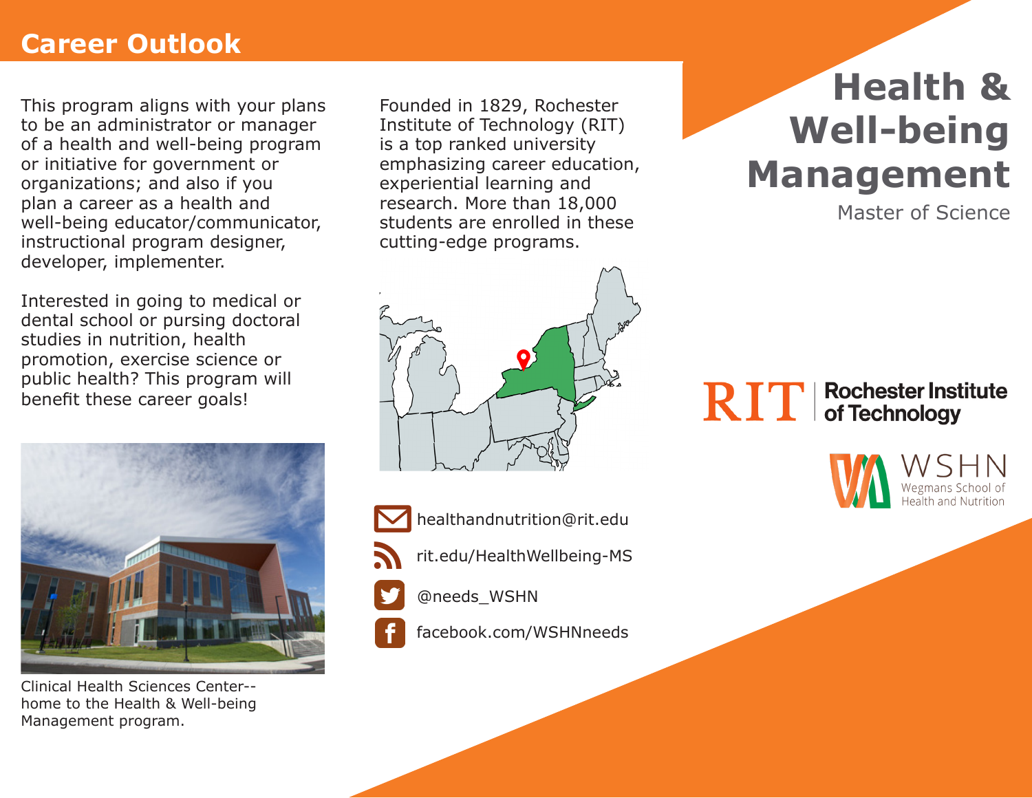## Career Outlook

This program aligns with your plans to be an administrator or manager of a health and well-being program or initiative for government or organizations; and also if you plan a career as a health and well-being educator/communicator, instructional program designer, developer, implementer.

Interested in going to medical or dental school or pursing doctoral studies in nutrition, health promotion, exercise science or public health? This program will benefit these career goals!

Clinical Health Sciences Center--home to the Health & Well-being Management program.

Founded in 1829, Rochester Institute of Technology (RIT) is a top ranked university emphasizing career education, experiential learning and research. More than 18,000 students are enrolled in these cutting-edge programs.

healthandnutrition@rit.edu

rit.edu/HealthWellbeing-MS

@needs_WSHN

facebook.com/WSHNneeds

# Health & Well-being Management

Master of Science

RIT | Rochester Institute of Technology

WSHN Wegmans School of Health and Nutrition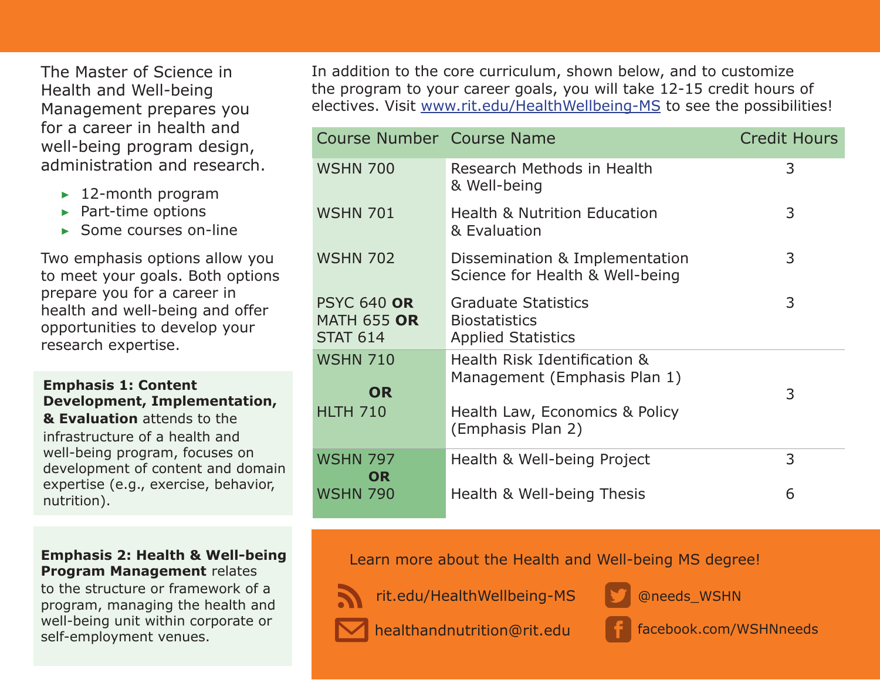The Master of Science in Health and Well-being Management prepares you for a career in health and well-being program design, administration and research.

- 12-month program
- Part-time options
- Some courses on-line

Two emphasis options allow you to meet your goals. Both options prepare you for a career in health and well-being and offer opportunities to develop your research expertise.

**Emphasis 1: Content Development, Implementation, & Evaluation** attends to the infrastructure of a health and well-being program, focuses on development of content and domain expertise (e.g., exercise, behavior, nutrition).

**Emphasis 2: Health & Well-being Program Management** relates to the structure or framework of a program, managing the health and well-being unit within corporate or self-employment venues.

In addition to the core curriculum, shown below, and to customize the program to your career goals, you will take 12-15 credit hours of electives. Visit [www.rit.edu/HealthWellbeing-MS](www.rit.edu/HealthWellbeing-MS) to see the possibilities!

| Course Number | Course Name | Credit Hours |
|---|---|---|
| WSHN 700 | Research Methods in Health & Well-being | 3 |
| WSHN 701 | Health & Nutrition Education & Evaluation | 3 |
| WSHN 702 | Dissemination & Implementation Science for Health & Well-being | 3 |
| PSYC 640 **OR** MATH 655 **OR** STAT 614 | Graduate Statistics<br>Biostatistics<br>Applied Statistics | 3 |
| WSHN 710 **OR** HLTH 710 | Health Risk Identification & Management (Emphasis Plan 1)<br>Health Law, Economics & Policy (Emphasis Plan 2) | 3 |
| WSHN 797 | Health & Well-being Project | 3 |
| **OR** WSHN 790 | Health & Well-being Thesis | 6 |

Learn more about the Health and Well-being MS degree!

rit.edu/HealthWellbeing-MS

healthandnutrition@rit.edu

@needs_WSHN

facebook.com/WSHNneeds